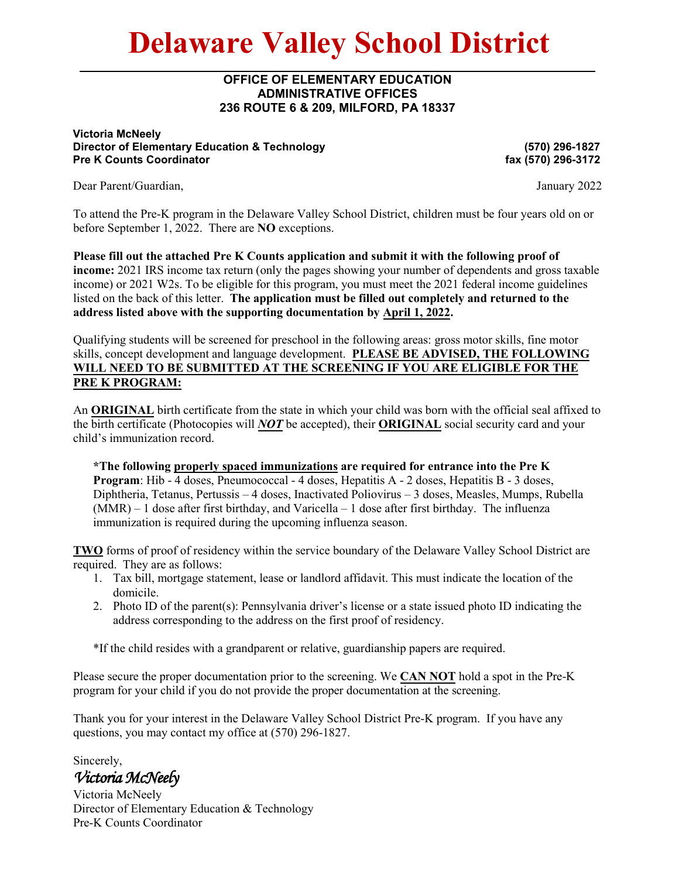# Delaware Valley School District

**OFFICE OF ELEMENTARY EDUCATION**
**ADMINISTRATIVE OFFICES**
**236 ROUTE 6 & 209, MILFORD, PA 18337**

**Victoria McNeely**
**Director of Elementary Education & Technology** **(570) 296-1827**
**Pre K Counts Coordinator** **fax (570) 296-3172**

Dear Parent/Guardian, January 2022

To attend the Pre-K program in the Delaware Valley School District, children must be four years old on or before September 1, 2022. There are **NO** exceptions.

**Please fill out the attached Pre K Counts application and submit it with the following proof of income:** 2021 IRS income tax return (only the pages showing your number of dependents and gross taxable income) or 2021 W2s. To be eligible for this program, you must meet the 2021 federal income guidelines listed on the back of this letter. **The application must be filled out completely and returned to the address listed above with the supporting documentation by April 1, 2022.**

Qualifying students will be screened for preschool in the following areas: gross motor skills, fine motor skills, concept development and language development. **PLEASE BE ADVISED, THE FOLLOWING WILL NEED TO BE SUBMITTED AT THE SCREENING IF YOU ARE ELIGIBLE FOR THE PRE K PROGRAM:**

An **ORIGINAL** birth certificate from the state in which your child was born with the official seal affixed to the birth certificate (Photocopies will ***NOT*** be accepted), their **ORIGINAL** social security card and your child's immunization record.

> **\*The following properly spaced immunizations are required for entrance into the Pre K Program**: Hib - 4 doses, Pneumococcal - 4 doses, Hepatitis A - 2 doses, Hepatitis B - 3 doses, Diphtheria, Tetanus, Pertussis – 4 doses, Inactivated Poliovirus – 3 doses, Measles, Mumps, Rubella (MMR) – 1 dose after first birthday, and Varicella – 1 dose after first birthday. The influenza immunization is required during the upcoming influenza season.

**TWO** forms of proof of residency within the service boundary of the Delaware Valley School District are required. They are as follows:

1. Tax bill, mortgage statement, lease or landlord affidavit. This must indicate the location of the domicile.
2. Photo ID of the parent(s): Pennsylvania driver's license or a state issued photo ID indicating the address corresponding to the address on the first proof of residency.

*If the child resides with a grandparent or relative, guardianship papers are required.

Please secure the proper documentation prior to the screening. We **CAN NOT** hold a spot in the Pre-K program for your child if you do not provide the proper documentation at the screening.

Thank you for your interest in the Delaware Valley School District Pre-K program. If you have any questions, you may contact my office at (570) 296-1827.

Sincerely,

*Victoria McNeely*

Victoria McNeely
Director of Elementary Education & Technology
Pre-K Counts Coordinator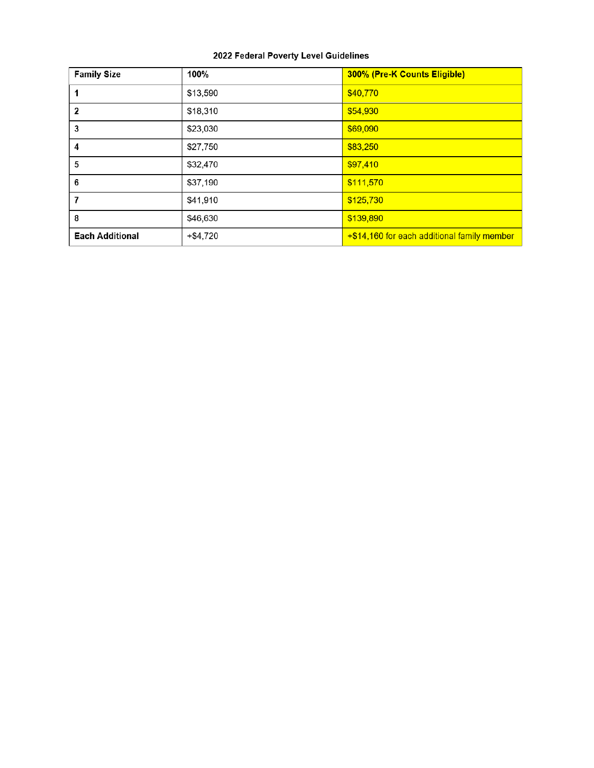**2022 Federal Poverty Level Guidelines**

| Family Size | 100% | 300% (Pre-K Counts Eligible) |
|---|---|---|
| 1 | $13,590 | $40,770 |
| 2 | $18,310 | $54,930 |
| 3 | $23,030 | $69,090 |
| 4 | $27,750 | $83,250 |
| 5 | $32,470 | $97,410 |
| 6 | $37,190 | $111,570 |
| 7 | $41,910 | $125,730 |
| 8 | $46,630 | $139,890 |
| **Each Additional** | +$4,720 | +$14,160 for each additional family member |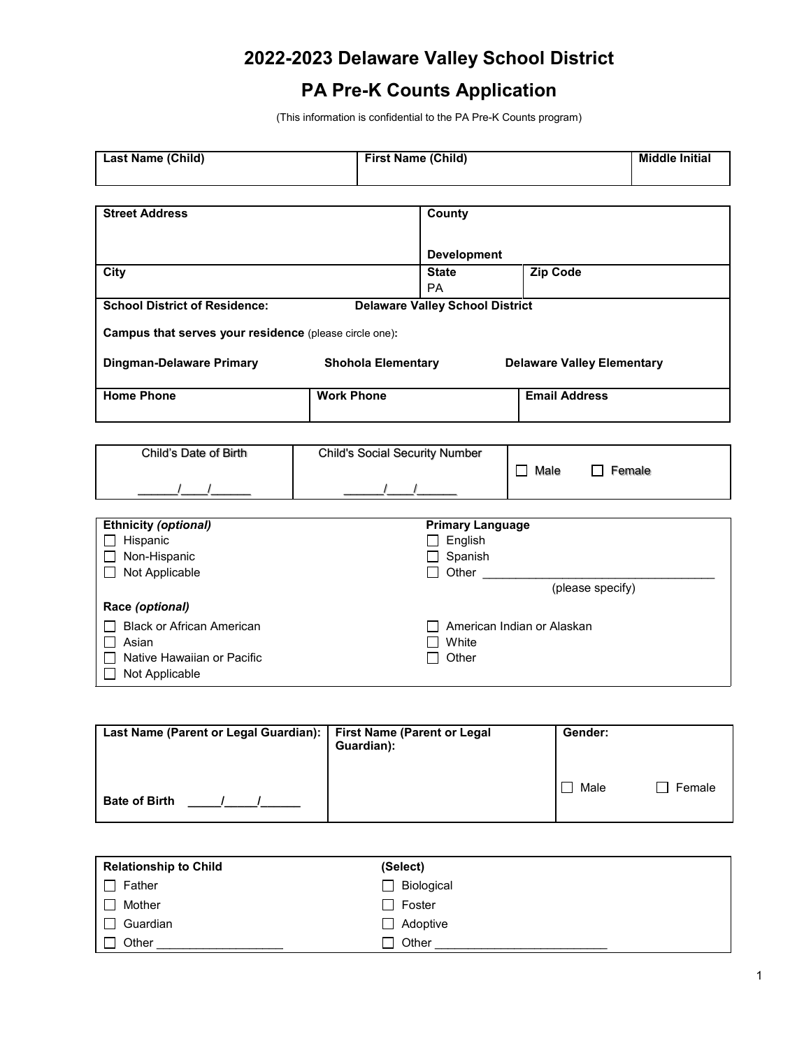# 2022-2023 Delaware Valley School District

## PA Pre-K Counts Application

(This information is confidential to the PA Pre-K Counts program)

| Last Name (Child) | First Name (Child) | Middle Initial |
|---|---|---|
| | | |

| Street Address | County<br><br>Development | |
|---|---|---|
| City | State<br>PA | Zip Code |
| **School District of Residence:** Delaware Valley School District<br><br>**Campus that serves your residence** (please circle one):<br><br>**Dingman-Delaware Primary** **Shohola Elementary** **Delaware Valley Elementary** | | |
| Home Phone | Work Phone | Email Address |

| Child's Date of Birth | Child's Social Security Number | |
|---|---|---|
| ______/____/______ | ______/____/______ | ☐ Male ☐ Female |

| **Ethnicity** *(optional)* | **Primary Language** |
|---|---|
| ☐ Hispanic | ☐ English |
| ☐ Non-Hispanic | ☐ Spanish |
| ☐ Not Applicable | ☐ Other ___________________________________<br>(please specify) |
| **Race** *(optional)* | |
| ☐ Black or African American | ☐ American Indian or Alaskan |
| ☐ Asian | ☐ White |
| ☐ Native Hawaiian or Pacific | ☐ Other |
| ☐ Not Applicable | |

| Last Name (Parent or Legal Guardian): | First Name (Parent or Legal Guardian): | Gender: |
|---|---|---|
| **Bate of Birth** _____/_____/______ | | ☐ Male ☐ Female |

| Relationship to Child | (Select) |
|---|---|
| ☐ Father | ☐ Biological |
| ☐ Mother | ☐ Foster |
| ☐ Guardian | ☐ Adoptive |
| ☐ Other ___________________ | ☐ Other _________________________ |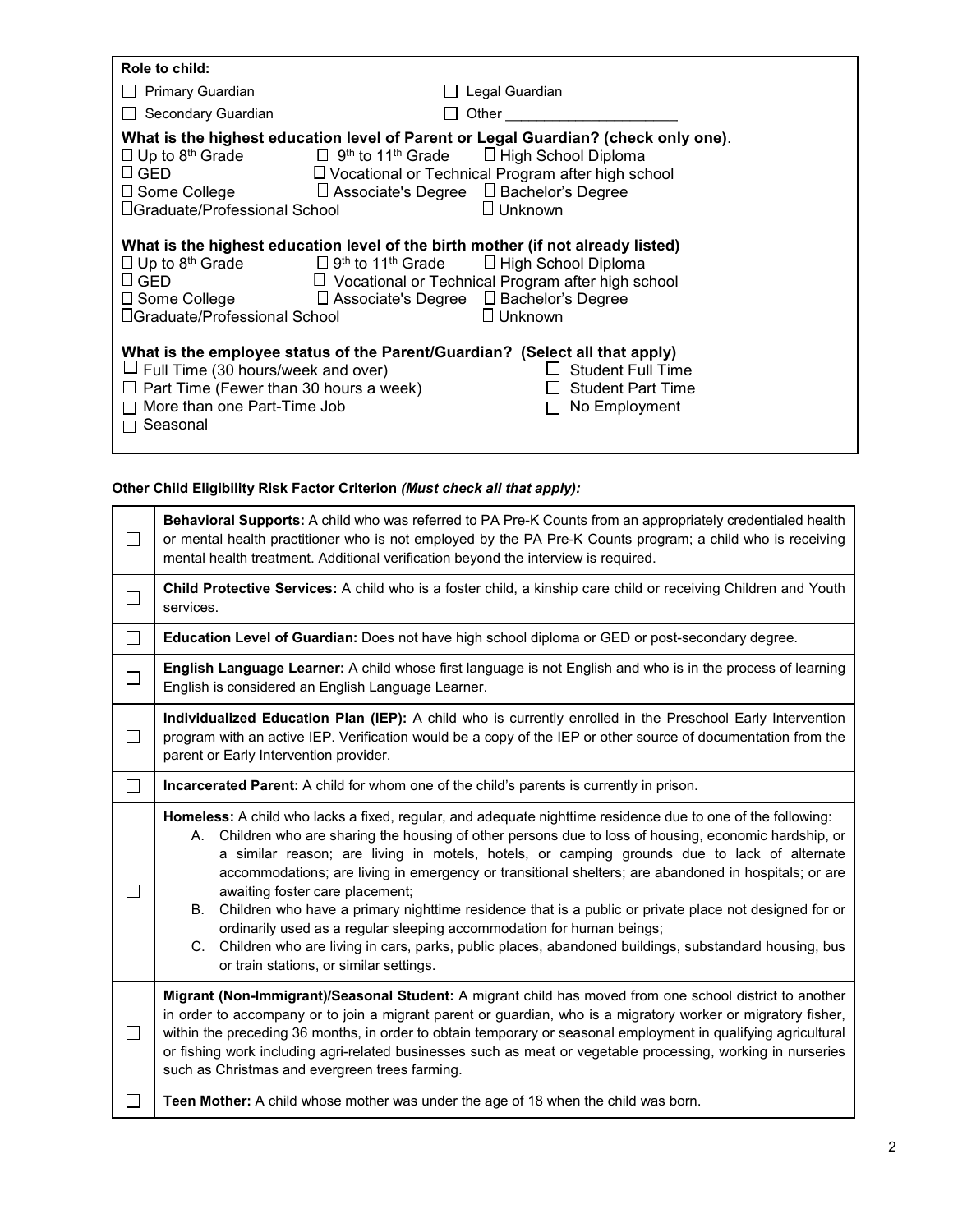**Role to child:**

- ☐ Primary Guardian
- ☐ Legal Guardian
- ☐ Secondary Guardian
- ☐ Other \_\_\_\_\_\_\_\_\_\_\_\_\_\_\_\_\_\_\_\_\_

**What is the highest education level of Parent or Legal Guardian? (check only one).**

☐ Up to 8th Grade ☐ 9th to 11th Grade ☐ High School Diploma
☐ GED ☐ Vocational or Technical Program after high school
☐ Some College ☐ Associate's Degree ☐ Bachelor's Degree
☐ Graduate/Professional School ☐ Unknown

**What is the highest education level of the birth mother (if not already listed)**

☐ Up to 8th Grade ☐ 9th to 11th Grade ☐ High School Diploma
☐ GED ☐ Vocational or Technical Program after high school
☐ Some College ☐ Associate's Degree ☐ Bachelor's Degree
☐ Graduate/Professional School ☐ Unknown

**What is the employee status of the Parent/Guardian? (Select all that apply)**

- ☐ Full Time (30 hours/week and over)
- ☐ Student Full Time
- ☐ Part Time (Fewer than 30 hours a week)
- ☐ Student Part Time
- ☐ More than one Part-Time Job
- ☐ No Employment
- ☐ Seasonal

**Other Child Eligibility Risk Factor Criterion** ***(Must check all that apply):***

| | |
|---|---|
| ☐ | **Behavioral Supports:** A child who was referred to PA Pre-K Counts from an appropriately credentialed health or mental health practitioner who is not employed by the PA Pre-K Counts program; a child who is receiving mental health treatment. Additional verification beyond the interview is required. |
| ☐ | **Child Protective Services:** A child who is a foster child, a kinship care child or receiving Children and Youth services. |
| ☐ | **Education Level of Guardian:** Does not have high school diploma or GED or post-secondary degree. |
| ☐ | **English Language Learner:** A child whose first language is not English and who is in the process of learning English is considered an English Language Learner. |
| ☐ | **Individualized Education Plan (IEP):** A child who is currently enrolled in the Preschool Early Intervention program with an active IEP. Verification would be a copy of the IEP or other source of documentation from the parent or Early Intervention provider. |
| ☐ | **Incarcerated Parent:** A child for whom one of the child's parents is currently in prison. |
| ☐ | **Homeless:** A child who lacks a fixed, regular, and adequate nighttime residence due to one of the following: A. Children who are sharing the housing of other persons due to loss of housing, economic hardship, or a similar reason; are living in motels, hotels, or camping grounds due to lack of alternate accommodations; are living in emergency or transitional shelters; are abandoned in hospitals; or are awaiting foster care placement; B. Children who have a primary nighttime residence that is a public or private place not designed for or ordinarily used as a regular sleeping accommodation for human beings; C. Children who are living in cars, parks, public places, abandoned buildings, substandard housing, bus or train stations, or similar settings. |
| ☐ | **Migrant (Non-Immigrant)/Seasonal Student:** A migrant child has moved from one school district to another in order to accompany or to join a migrant parent or guardian, who is a migratory worker or migratory fisher, within the preceding 36 months, in order to obtain temporary or seasonal employment in qualifying agricultural or fishing work including agri-related businesses such as meat or vegetable processing, working in nurseries such as Christmas and evergreen trees farming. |
| ☐ | **Teen Mother:** A child whose mother was under the age of 18 when the child was born. |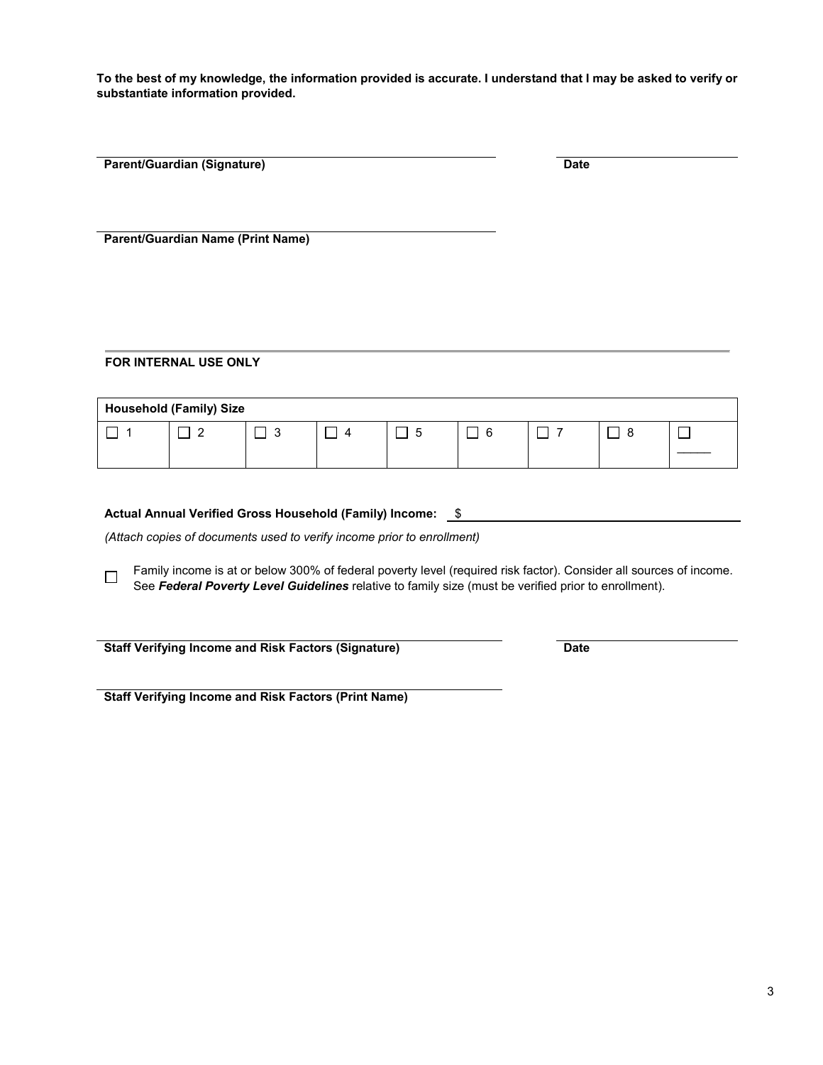**To the best of my knowledge, the information provided is accurate. I understand that I may be asked to verify or substantiate information provided.**

**Parent/Guardian (Signature)** \_\_\_\_\_\_\_\_\_\_\_\_\_\_\_\_\_\_\_\_ **Date** \_\_\_\_\_\_\_\_\_\_

**Parent/Guardian Name (Print Name)** \_\_\_\_\_\_\_\_\_\_\_\_\_\_\_\_\_\_\_\_

---

**FOR INTERNAL USE ONLY**

| **Household (Family) Size** | | | | | | | | |
|---|---|---|---|---|---|---|---|---|
| ☐ 1 | ☐ 2 | ☐ 3 | ☐ 4 | ☐ 5 | ☐ 6 | ☐ 7 | ☐ 8 | ☐ \_\_\_\_ |

**Actual Annual Verified Gross Household (Family) Income:** $\_\_\_\_\_\_\_\_\_\_\_\_\_\_\_\_\_\_\_\_

*(Attach copies of documents used to verify income prior to enrollment)*

☐ Family income is at or below 300% of federal poverty level (required risk factor). Consider all sources of income. See ***Federal Poverty Level Guidelines*** relative to family size (must be verified prior to enrollment).

**Staff Verifying Income and Risk Factors (Signature)** \_\_\_\_\_\_\_\_\_\_\_\_\_\_\_\_\_\_\_\_ **Date** \_\_\_\_\_\_\_\_\_\_

**Staff Verifying Income and Risk Factors (Print Name)** \_\_\_\_\_\_\_\_\_\_\_\_\_\_\_\_\_\_\_\_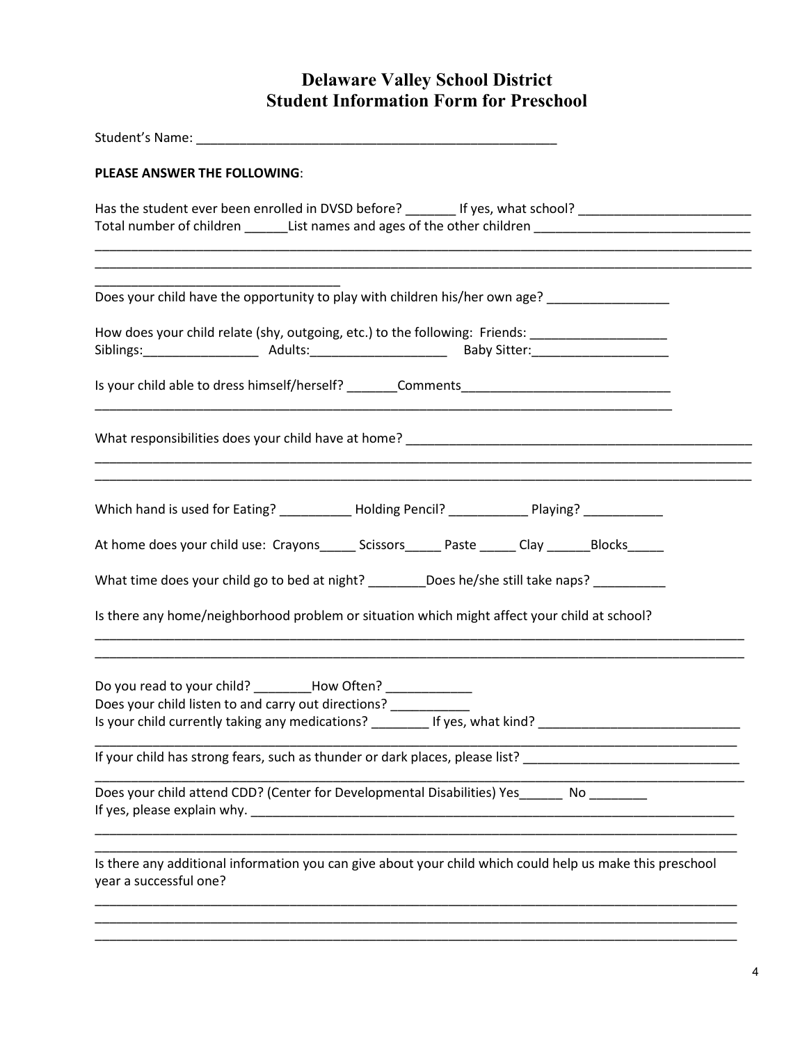# Delaware Valley School District
# Student Information Form for Preschool

Student's Name: ___________________________________________________

**PLEASE ANSWER THE FOLLOWING**:

Has the student ever been enrolled in DVSD before? _______ If yes, what school? ________________________

Total number of children ______List names and ages of the other children ______________________________

_____________________________________________________________________________________________

_____________________________________________________________________________________________

___________________________________

Does your child have the opportunity to play with children his/her own age? _________________

How does your child relate (shy, outgoing, etc.) to the following: Friends: ___________________

Siblings:________________ Adults:___________________ Baby Sitter:___________________

Is your child able to dress himself/herself? _______Comments_____________________________

_____________________________________________________________________________________

What responsibilities does your child have at home? _________________________________________________

_____________________________________________________________________________________________

_____________________________________________________________________________________________

Which hand is used for Eating? __________ Holding Pencil? ___________ Playing? ___________

At home does your child use: Crayons_____ Scissors_____ Paste _____ Clay ______Blocks_____

What time does your child go to bed at night? ________Does he/she still take naps? __________

Is there any home/neighborhood problem or situation which might affect your child at school?

_____________________________________________________________________________________________

_____________________________________________________________________________________________

Do you read to your child? ________How Often? ____________

Does your child listen to and carry out directions? ___________

Is your child currently taking any medications? ________ If yes, what kind? ____________________________

_____________________________________________________________________________________________

If your child has strong fears, such as thunder or dark places, please list? ______________________________

_____________________________________________________________________________________________

Does your child attend CDD? (Center for Developmental Disabilities) Yes______ No ________

If yes, please explain why. ______________________________________________________________________

_____________________________________________________________________________________________

_____________________________________________________________________________________________

Is there any additional information you can give about your child which could help us make this preschool year a successful one?

_____________________________________________________________________________________________

_____________________________________________________________________________________________

_____________________________________________________________________________________________